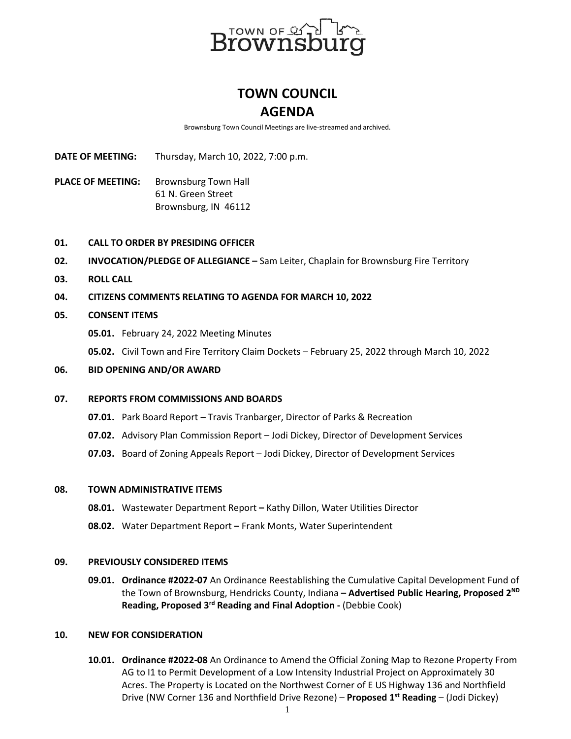# TOWN COUNCIL AGENDA

Brownsburg Town Council Meetings are live-streamed and archived.

**DATE OF MEETING:** Thursday, March 10, 2022, 7:00 p.m.

**PLACE OF MEETING:** Brownsburg Town Hall
61 N. Green Street
Brownsburg, IN 46112

**01. CALL TO ORDER BY PRESIDING OFFICER**

**02. INVOCATION/PLEDGE OF ALLEGIANCE –** Sam Leiter, Chaplain for Brownsburg Fire Territory

**03. ROLL CALL**

**04. CITIZENS COMMENTS RELATING TO AGENDA FOR MARCH 10, 2022**

**05. CONSENT ITEMS**

- **05.01.** February 24, 2022 Meeting Minutes
- **05.02.** Civil Town and Fire Territory Claim Dockets – February 25, 2022 through March 10, 2022

**06. BID OPENING AND/OR AWARD**

**07. REPORTS FROM COMMISSIONS AND BOARDS**

- **07.01.** Park Board Report – Travis Tranbarger, Director of Parks & Recreation
- **07.02.** Advisory Plan Commission Report – Jodi Dickey, Director of Development Services
- **07.03.** Board of Zoning Appeals Report – Jodi Dickey, Director of Development Services

**08. TOWN ADMINISTRATIVE ITEMS**

- **08.01.** Wastewater Department Report **–** Kathy Dillon, Water Utilities Director
- **08.02.** Water Department Report **–** Frank Monts, Water Superintendent

**09. PREVIOUSLY CONSIDERED ITEMS**

- **09.01. Ordinance #2022-07** An Ordinance Reestablishing the Cumulative Capital Development Fund of the Town of Brownsburg, Hendricks County, Indiana **– Advertised Public Hearing, Proposed 2ND Reading, Proposed 3rd Reading and Final Adoption -** (Debbie Cook)

**10. NEW FOR CONSIDERATION**

- **10.01. Ordinance #2022-08** An Ordinance to Amend the Official Zoning Map to Rezone Property From AG to I1 to Permit Development of a Low Intensity Industrial Project on Approximately 30 Acres. The Property is Located on the Northwest Corner of E US Highway 136 and Northfield Drive (NW Corner 136 and Northfield Drive Rezone) – **Proposed 1st Reading** – (Jodi Dickey)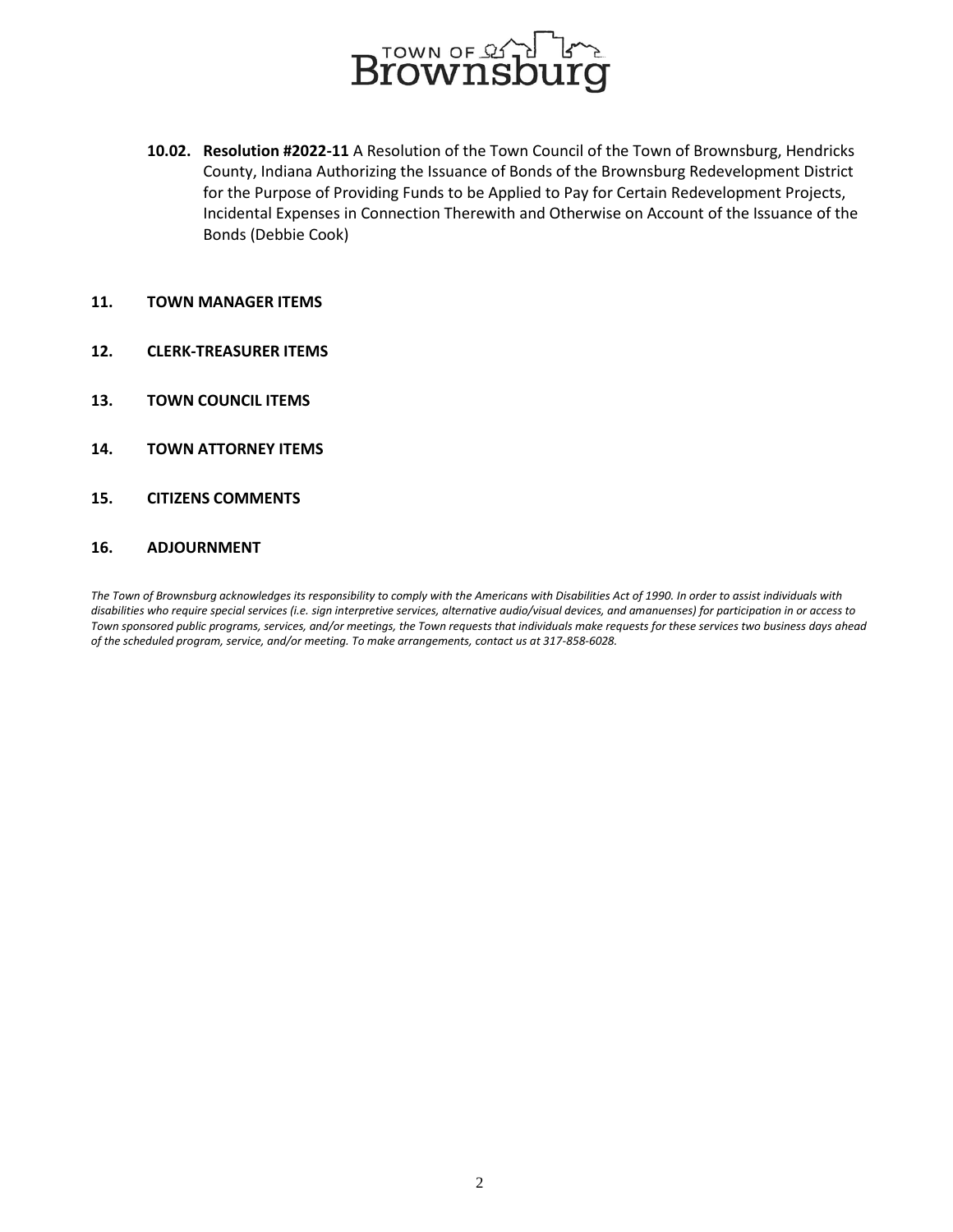**10.02. Resolution #2022-11** A Resolution of the Town Council of the Town of Brownsburg, Hendricks County, Indiana Authorizing the Issuance of Bonds of the Brownsburg Redevelopment District for the Purpose of Providing Funds to be Applied to Pay for Certain Redevelopment Projects, Incidental Expenses in Connection Therewith and Otherwise on Account of the Issuance of the Bonds (Debbie Cook)

**11. TOWN MANAGER ITEMS**

**12. CLERK-TREASURER ITEMS**

**13. TOWN COUNCIL ITEMS**

**14. TOWN ATTORNEY ITEMS**

**15. CITIZENS COMMENTS**

**16. ADJOURNMENT**

*The Town of Brownsburg acknowledges its responsibility to comply with the Americans with Disabilities Act of 1990. In order to assist individuals with disabilities who require special services (i.e. sign interpretive services, alternative audio/visual devices, and amanuenses) for participation in or access to Town sponsored public programs, services, and/or meetings, the Town requests that individuals make requests for these services two business days ahead of the scheduled program, service, and/or meeting. To make arrangements, contact us at 317-858-6028.*